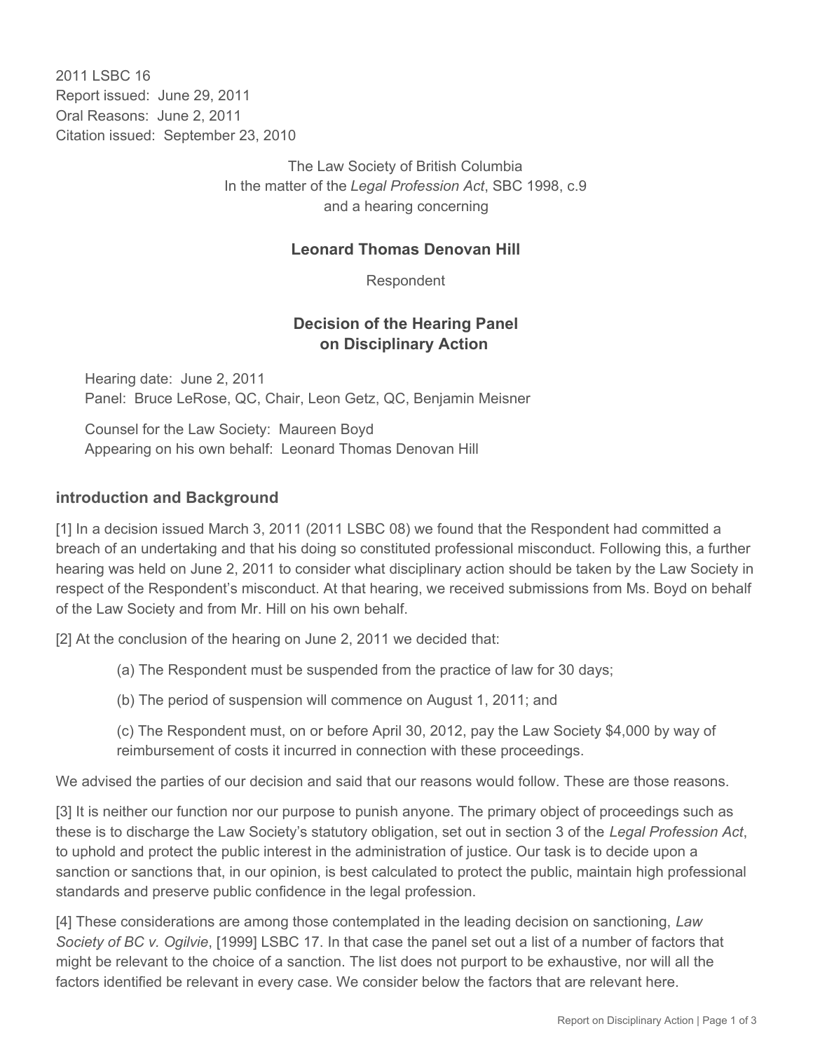2011 LSBC 16
Report issued: June 29, 2011
Oral Reasons: June 2, 2011
Citation issued: September 23, 2010

The Law Society of British Columbia
In the matter of the *Legal Profession Act*, SBC 1998, c.9
and a hearing concerning

**Leonard Thomas Denovan Hill**

Respondent

## Decision of the Hearing Panel on Disciplinary Action

Hearing date: June 2, 2011
Panel: Bruce LeRose, QC, Chair, Leon Getz, QC, Benjamin Meisner

Counsel for the Law Society: Maureen Boyd
Appearing on his own behalf: Leonard Thomas Denovan Hill

### introduction and Background

[1] In a decision issued March 3, 2011 (2011 LSBC 08) we found that the Respondent had committed a breach of an undertaking and that his doing so constituted professional misconduct. Following this, a further hearing was held on June 2, 2011 to consider what disciplinary action should be taken by the Law Society in respect of the Respondent's misconduct. At that hearing, we received submissions from Ms. Boyd on behalf of the Law Society and from Mr. Hill on his own behalf.

[2] At the conclusion of the hearing on June 2, 2011 we decided that:

(a) The Respondent must be suspended from the practice of law for 30 days;

(b) The period of suspension will commence on August 1, 2011; and

(c) The Respondent must, on or before April 30, 2012, pay the Law Society $4,000 by way of reimbursement of costs it incurred in connection with these proceedings.

We advised the parties of our decision and said that our reasons would follow. These are those reasons.

[3] It is neither our function nor our purpose to punish anyone. The primary object of proceedings such as these is to discharge the Law Society's statutory obligation, set out in section 3 of the *Legal Profession Act*, to uphold and protect the public interest in the administration of justice. Our task is to decide upon a sanction or sanctions that, in our opinion, is best calculated to protect the public, maintain high professional standards and preserve public confidence in the legal profession.

[4] These considerations are among those contemplated in the leading decision on sanctioning, *Law Society of BC v. Ogilvie*, [1999] LSBC 17. In that case the panel set out a list of a number of factors that might be relevant to the choice of a sanction. The list does not purport to be exhaustive, nor will all the factors identified be relevant in every case. We consider below the factors that are relevant here.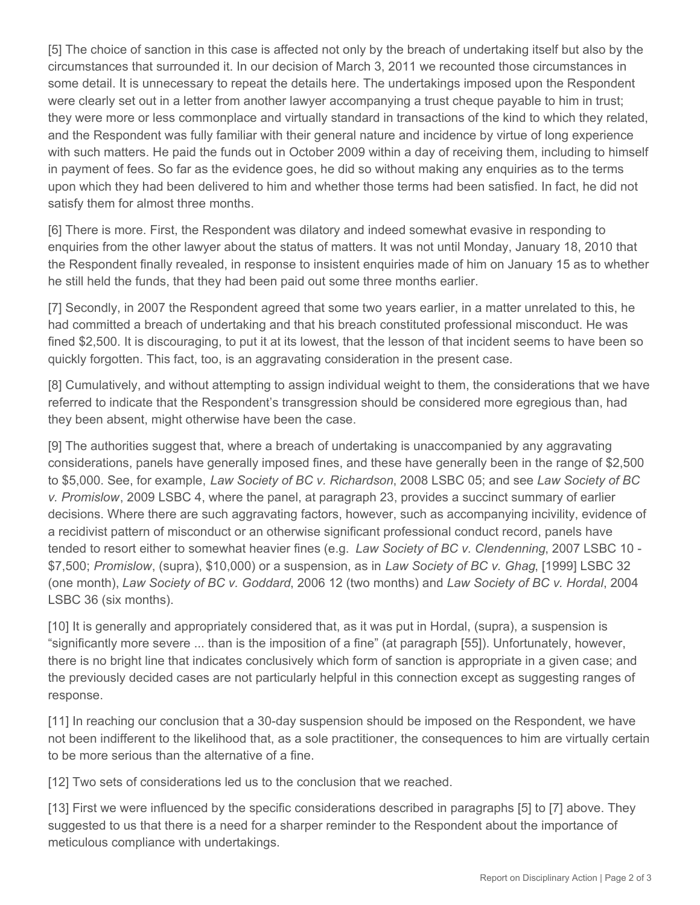[5] The choice of sanction in this case is affected not only by the breach of undertaking itself but also by the circumstances that surrounded it. In our decision of March 3, 2011 we recounted those circumstances in some detail. It is unnecessary to repeat the details here. The undertakings imposed upon the Respondent were clearly set out in a letter from another lawyer accompanying a trust cheque payable to him in trust; they were more or less commonplace and virtually standard in transactions of the kind to which they related, and the Respondent was fully familiar with their general nature and incidence by virtue of long experience with such matters. He paid the funds out in October 2009 within a day of receiving them, including to himself in payment of fees. So far as the evidence goes, he did so without making any enquiries as to the terms upon which they had been delivered to him and whether those terms had been satisfied. In fact, he did not satisfy them for almost three months.

[6] There is more. First, the Respondent was dilatory and indeed somewhat evasive in responding to enquiries from the other lawyer about the status of matters. It was not until Monday, January 18, 2010 that the Respondent finally revealed, in response to insistent enquiries made of him on January 15 as to whether he still held the funds, that they had been paid out some three months earlier.

[7] Secondly, in 2007 the Respondent agreed that some two years earlier, in a matter unrelated to this, he had committed a breach of undertaking and that his breach constituted professional misconduct. He was fined $2,500. It is discouraging, to put it at its lowest, that the lesson of that incident seems to have been so quickly forgotten. This fact, too, is an aggravating consideration in the present case.

[8] Cumulatively, and without attempting to assign individual weight to them, the considerations that we have referred to indicate that the Respondent's transgression should be considered more egregious than, had they been absent, might otherwise have been the case.

[9] The authorities suggest that, where a breach of undertaking is unaccompanied by any aggravating considerations, panels have generally imposed fines, and these have generally been in the range of $2,500 to $5,000. See, for example, *Law Society of BC v. Richardson*, 2008 LSBC 05; and see *Law Society of BC v. Promislow*, 2009 LSBC 4, where the panel, at paragraph 23, provides a succinct summary of earlier decisions. Where there are such aggravating factors, however, such as accompanying incivility, evidence of a recidivist pattern of misconduct or an otherwise significant professional conduct record, panels have tended to resort either to somewhat heavier fines (e.g. *Law Society of BC v. Clendenning*, 2007 LSBC 10 - $7,500; *Promislow*, (supra), $10,000) or a suspension, as in *Law Society of BC v. Ghag*, [1999] LSBC 32 (one month), *Law Society of BC v. Goddard*, 2006 12 (two months) and *Law Society of BC v. Hordal*, 2004 LSBC 36 (six months).

[10] It is generally and appropriately considered that, as it was put in Hordal, (supra), a suspension is "significantly more severe ... than is the imposition of a fine" (at paragraph [55]). Unfortunately, however, there is no bright line that indicates conclusively which form of sanction is appropriate in a given case; and the previously decided cases are not particularly helpful in this connection except as suggesting ranges of response.

[11] In reaching our conclusion that a 30-day suspension should be imposed on the Respondent, we have not been indifferent to the likelihood that, as a sole practitioner, the consequences to him are virtually certain to be more serious than the alternative of a fine.

[12] Two sets of considerations led us to the conclusion that we reached.

[13] First we were influenced by the specific considerations described in paragraphs [5] to [7] above. They suggested to us that there is a need for a sharper reminder to the Respondent about the importance of meticulous compliance with undertakings.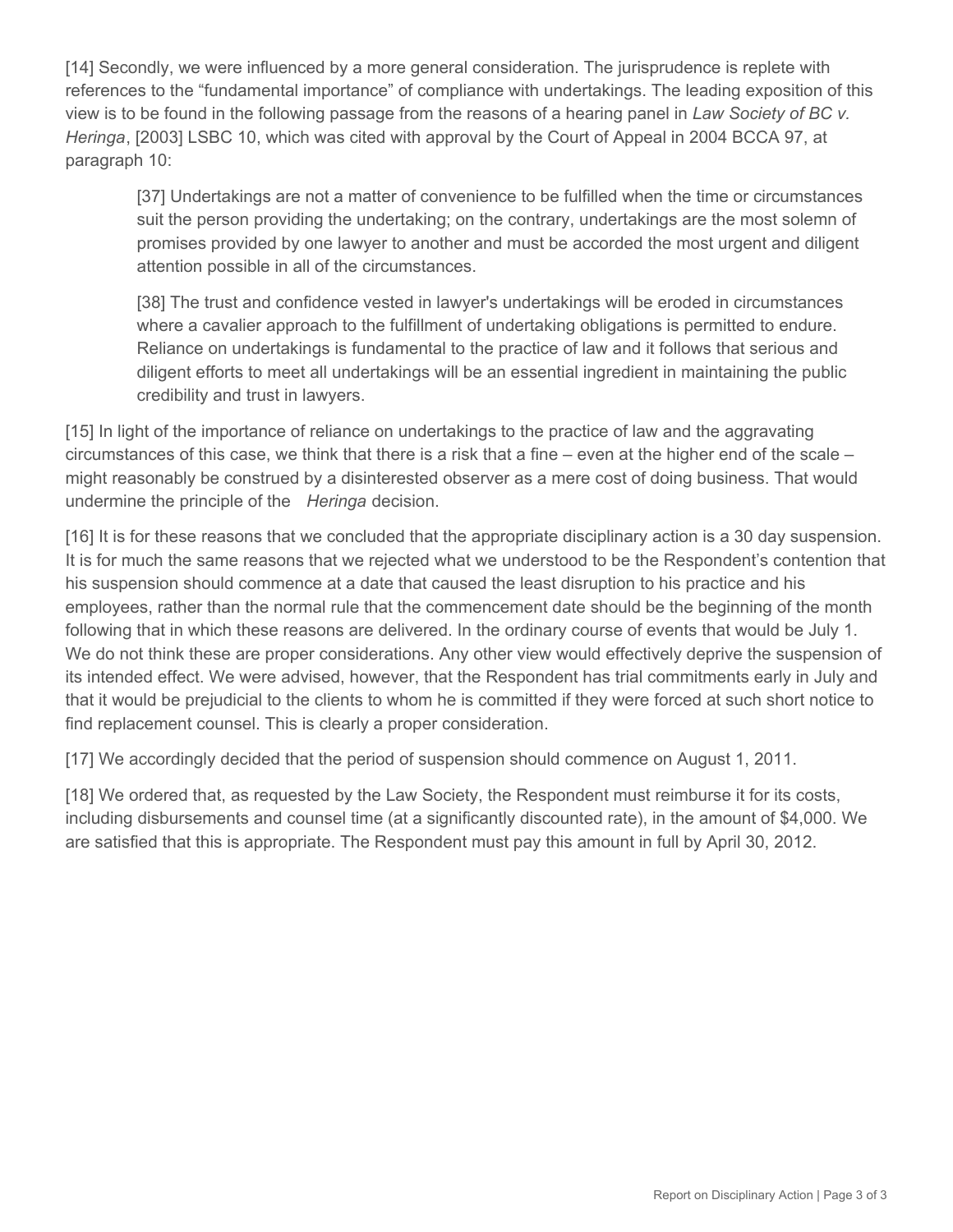[14] Secondly, we were influenced by a more general consideration. The jurisprudence is replete with references to the "fundamental importance" of compliance with undertakings. The leading exposition of this view is to be found in the following passage from the reasons of a hearing panel in *Law Society of BC v. Heringa*, [2003] LSBC 10, which was cited with approval by the Court of Appeal in 2004 BCCA 97, at paragraph 10:

> [37] Undertakings are not a matter of convenience to be fulfilled when the time or circumstances suit the person providing the undertaking; on the contrary, undertakings are the most solemn of promises provided by one lawyer to another and must be accorded the most urgent and diligent attention possible in all of the circumstances.
>
> [38] The trust and confidence vested in lawyer's undertakings will be eroded in circumstances where a cavalier approach to the fulfillment of undertaking obligations is permitted to endure. Reliance on undertakings is fundamental to the practice of law and it follows that serious and diligent efforts to meet all undertakings will be an essential ingredient in maintaining the public credibility and trust in lawyers.

[15] In light of the importance of reliance on undertakings to the practice of law and the aggravating circumstances of this case, we think that there is a risk that a fine – even at the higher end of the scale – might reasonably be construed by a disinterested observer as a mere cost of doing business. That would undermine the principle of the *Heringa* decision.

[16] It is for these reasons that we concluded that the appropriate disciplinary action is a 30 day suspension. It is for much the same reasons that we rejected what we understood to be the Respondent's contention that his suspension should commence at a date that caused the least disruption to his practice and his employees, rather than the normal rule that the commencement date should be the beginning of the month following that in which these reasons are delivered. In the ordinary course of events that would be July 1. We do not think these are proper considerations. Any other view would effectively deprive the suspension of its intended effect. We were advised, however, that the Respondent has trial commitments early in July and that it would be prejudicial to the clients to whom he is committed if they were forced at such short notice to find replacement counsel. This is clearly a proper consideration.

[17] We accordingly decided that the period of suspension should commence on August 1, 2011.

[18] We ordered that, as requested by the Law Society, the Respondent must reimburse it for its costs, including disbursements and counsel time (at a significantly discounted rate), in the amount of $4,000. We are satisfied that this is appropriate. The Respondent must pay this amount in full by April 30, 2012.